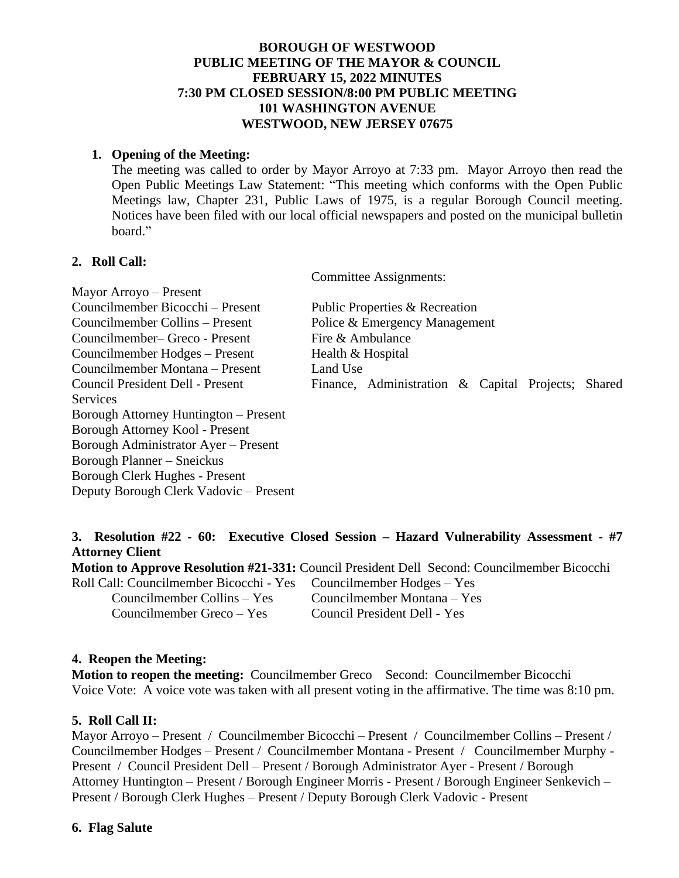**BOROUGH OF WESTWOOD**
**PUBLIC MEETING OF THE MAYOR & COUNCIL**
**FEBRUARY 15, 2022 MINUTES**
**7:30 PM CLOSED SESSION/8:00 PM PUBLIC MEETING**
**101 WASHINGTON AVENUE**
**WESTWOOD, NEW JERSEY 07675**

1. **Opening of the Meeting:**
   The meeting was called to order by Mayor Arroyo at 7:33 pm. Mayor Arroyo then read the Open Public Meetings Law Statement: "This meeting which conforms with the Open Public Meetings law, Chapter 231, Public Laws of 1975, is a regular Borough Council meeting. Notices have been filed with our local official newspapers and posted on the municipal bulletin board."

2. **Roll Call:**

| | Committee Assignments: |
|---|---|
| Mayor Arroyo – Present | |
| Councilmember Bicocchi – Present | Public Properties & Recreation |
| Councilmember Collins – Present | Police & Emergency Management |
| Councilmember– Greco - Present | Fire & Ambulance |
| Councilmember Hodges – Present | Health & Hospital |
| Councilmember Montana – Present | Land Use |
| Council President Dell - Present | Finance, Administration & Capital Projects; Shared Services |
| Borough Attorney Huntington – Present | |
| Borough Attorney Kool - Present | |
| Borough Administrator Ayer – Present | |
| Borough Planner – Sneickus | |
| Borough Clerk Hughes - Present | |
| Deputy Borough Clerk Vadovic – Present | |

3. **Resolution #22 - 60: Executive Closed Session – Hazard Vulnerability Assessment - #7 Attorney Client**

**Motion to Approve Resolution #21-331:** Council President Dell Second: Councilmember Bicocchi

Roll Call: Councilmember Bicocchi - Yes Councilmember Hodges – Yes
Councilmember Collins – Yes Councilmember Montana – Yes
Councilmember Greco – Yes Council President Dell - Yes

4. **Reopen the Meeting:**

**Motion to reopen the meeting:** Councilmember Greco Second: Councilmember Bicocchi
Voice Vote: A voice vote was taken with all present voting in the affirmative. The time was 8:10 pm.

5. **Roll Call II:**

Mayor Arroyo – Present / Councilmember Bicocchi – Present / Councilmember Collins – Present / Councilmember Hodges – Present / Councilmember Montana - Present / Councilmember Murphy - Present / Council President Dell – Present / Borough Administrator Ayer - Present / Borough Attorney Huntington – Present / Borough Engineer Morris - Present / Borough Engineer Senkevich – Present / Borough Clerk Hughes – Present / Deputy Borough Clerk Vadovic - Present

6. **Flag Salute**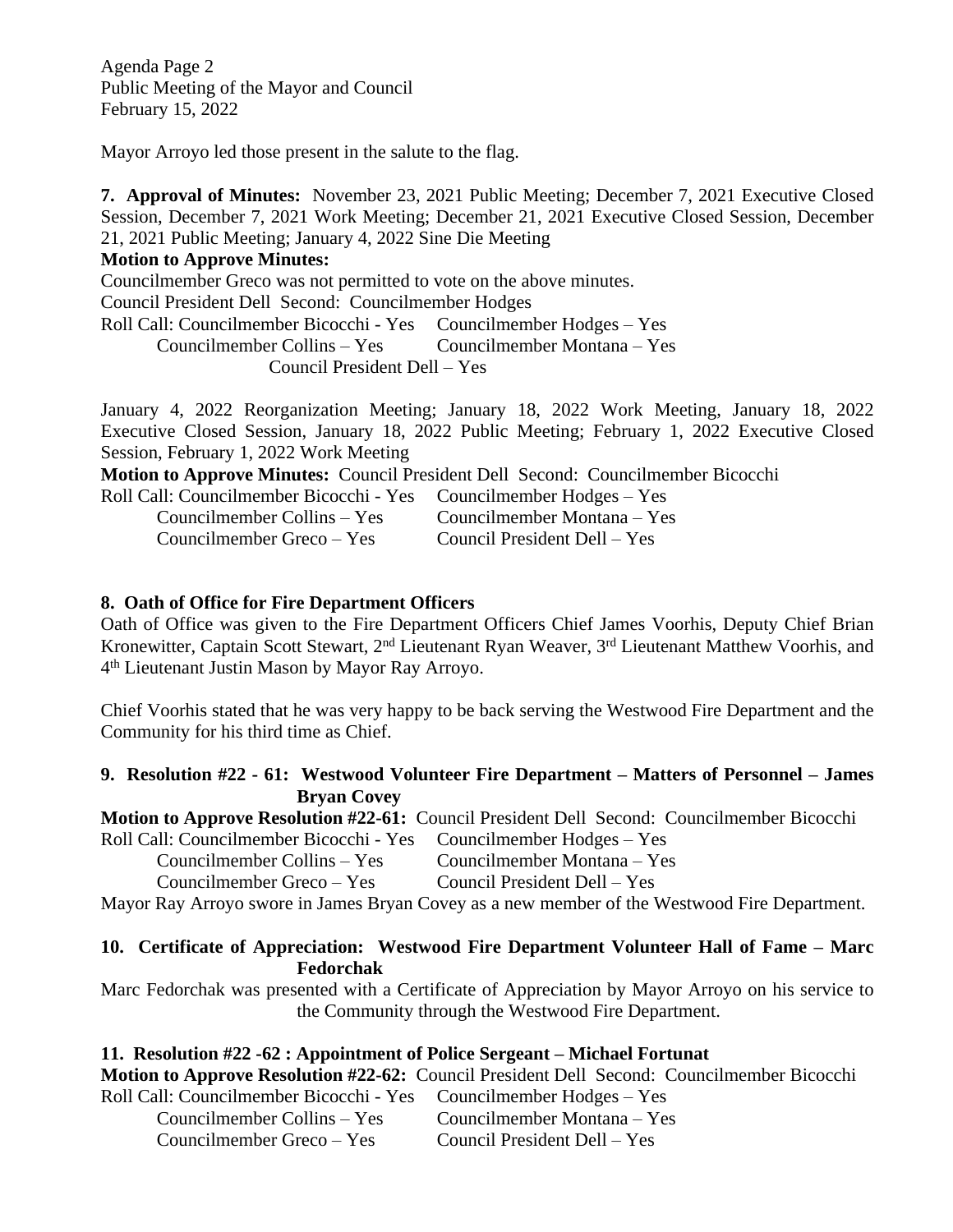Agenda Page 2
Public Meeting of the Mayor and Council
February 15, 2022

Mayor Arroyo led those present in the salute to the flag.

**7. Approval of Minutes:** November 23, 2021 Public Meeting; December 7, 2021 Executive Closed Session, December 7, 2021 Work Meeting; December 21, 2021 Executive Closed Session, December 21, 2021 Public Meeting; January 4, 2022 Sine Die Meeting

**Motion to Approve Minutes:**

Councilmember Greco was not permitted to vote on the above minutes.

Council President Dell Second: Councilmember Hodges

Roll Call: Councilmember Bicocchi - Yes Councilmember Hodges – Yes
Councilmember Collins – Yes Councilmember Montana – Yes
Council President Dell – Yes

January 4, 2022 Reorganization Meeting; January 18, 2022 Work Meeting, January 18, 2022 Executive Closed Session, January 18, 2022 Public Meeting; February 1, 2022 Executive Closed Session, February 1, 2022 Work Meeting

**Motion to Approve Minutes:** Council President Dell Second: Councilmember Bicocchi

Roll Call: Councilmember Bicocchi - Yes Councilmember Hodges – Yes
Councilmember Collins – Yes Councilmember Montana – Yes
Councilmember Greco – Yes Council President Dell – Yes

**8. Oath of Office for Fire Department Officers**

Oath of Office was given to the Fire Department Officers Chief James Voorhis, Deputy Chief Brian Kronewitter, Captain Scott Stewart, 2nd Lieutenant Ryan Weaver, 3rd Lieutenant Matthew Voorhis, and 4th Lieutenant Justin Mason by Mayor Ray Arroyo.

Chief Voorhis stated that he was very happy to be back serving the Westwood Fire Department and the Community for his third time as Chief.

**9. Resolution #22 - 61: Westwood Volunteer Fire Department – Matters of Personnel – James Bryan Covey**

**Motion to Approve Resolution #22-61:** Council President Dell Second: Councilmember Bicocchi

Roll Call: Councilmember Bicocchi - Yes Councilmember Hodges – Yes
Councilmember Collins – Yes Councilmember Montana – Yes
Councilmember Greco – Yes Council President Dell – Yes

Mayor Ray Arroyo swore in James Bryan Covey as a new member of the Westwood Fire Department.

**10. Certificate of Appreciation: Westwood Fire Department Volunteer Hall of Fame – Marc Fedorchak**

Marc Fedorchak was presented with a Certificate of Appreciation by Mayor Arroyo on his service to the Community through the Westwood Fire Department.

**11. Resolution #22 -62 : Appointment of Police Sergeant – Michael Fortunat**

**Motion to Approve Resolution #22-62:** Council President Dell Second: Councilmember Bicocchi

Roll Call: Councilmember Bicocchi - Yes Councilmember Hodges – Yes
Councilmember Collins – Yes Councilmember Montana – Yes
Councilmember Greco – Yes Council President Dell – Yes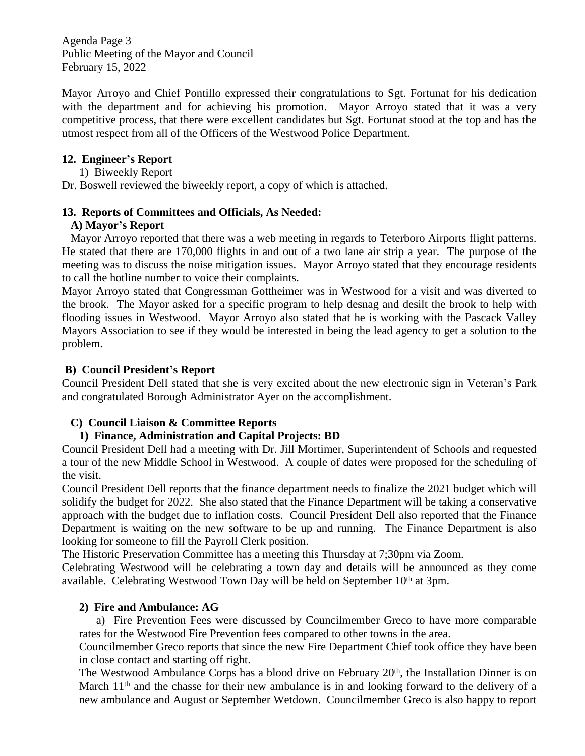Mayor Arroyo and Chief Pontillo expressed their congratulations to Sgt. Fortunat for his dedication with the department and for achieving his promotion. Mayor Arroyo stated that it was a very competitive process, that there were excellent candidates but Sgt. Fortunat stood at the top and has the utmost respect from all of the Officers of the Westwood Police Department.

### 12. Engineer's Report

1) Biweekly Report

Dr. Boswell reviewed the biweekly report, a copy of which is attached.

### 13. Reports of Committees and Officials, As Needed:

#### A) Mayor's Report

Mayor Arroyo reported that there was a web meeting in regards to Teterboro Airports flight patterns. He stated that there are 170,000 flights in and out of a two lane air strip a year. The purpose of the meeting was to discuss the noise mitigation issues. Mayor Arroyo stated that they encourage residents to call the hotline number to voice their complaints.

Mayor Arroyo stated that Congressman Gottheimer was in Westwood for a visit and was diverted to the brook. The Mayor asked for a specific program to help desnag and desilt the brook to help with flooding issues in Westwood. Mayor Arroyo also stated that he is working with the Pascack Valley Mayors Association to see if they would be interested in being the lead agency to get a solution to the problem.

#### B) Council President's Report

Council President Dell stated that she is very excited about the new electronic sign in Veteran's Park and congratulated Borough Administrator Ayer on the accomplishment.

#### C) Council Liaison & Committee Reports

**1) Finance, Administration and Capital Projects: BD**

Council President Dell had a meeting with Dr. Jill Mortimer, Superintendent of Schools and requested a tour of the new Middle School in Westwood. A couple of dates were proposed for the scheduling of the visit.

Council President Dell reports that the finance department needs to finalize the 2021 budget which will solidify the budget for 2022. She also stated that the Finance Department will be taking a conservative approach with the budget due to inflation costs. Council President Dell also reported that the Finance Department is waiting on the new software to be up and running. The Finance Department is also looking for someone to fill the Payroll Clerk position.

The Historic Preservation Committee has a meeting this Thursday at 7;30pm via Zoom.

Celebrating Westwood will be celebrating a town day and details will be announced as they come available. Celebrating Westwood Town Day will be held on September 10th at 3pm.

**2) Fire and Ambulance: AG**

a) Fire Prevention Fees were discussed by Councilmember Greco to have more comparable rates for the Westwood Fire Prevention fees compared to other towns in the area.

Councilmember Greco reports that since the new Fire Department Chief took office they have been in close contact and starting off right.

The Westwood Ambulance Corps has a blood drive on February 20th, the Installation Dinner is on March 11th and the chasse for their new ambulance is in and looking forward to the delivery of a new ambulance and August or September Wetdown. Councilmember Greco is also happy to report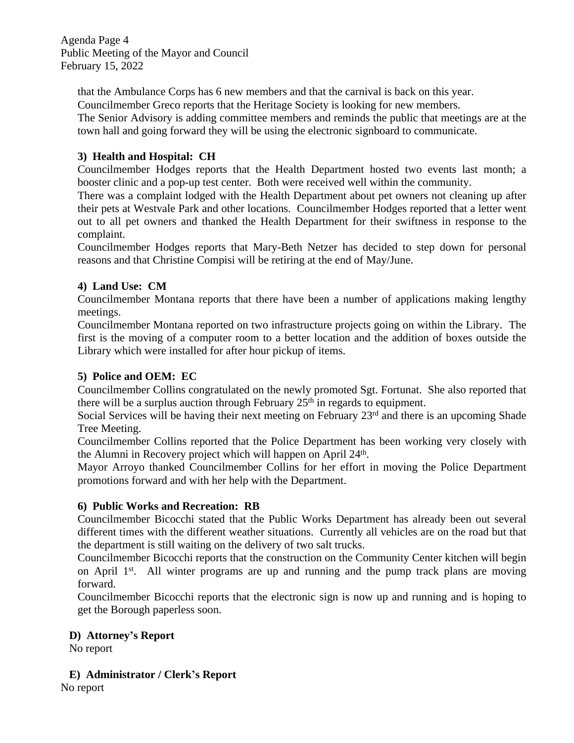that the Ambulance Corps has 6 new members and that the carnival is back on this year.
Councilmember Greco reports that the Heritage Society is looking for new members.
The Senior Advisory is adding committee members and reminds the public that meetings are at the town hall and going forward they will be using the electronic signboard to communicate.

**3) Health and Hospital: CH**
Councilmember Hodges reports that the Health Department hosted two events last month; a booster clinic and a pop-up test center. Both were received well within the community.
There was a complaint lodged with the Health Department about pet owners not cleaning up after their pets at Westvale Park and other locations. Councilmember Hodges reported that a letter went out to all pet owners and thanked the Health Department for their swiftness in response to the complaint.
Councilmember Hodges reports that Mary-Beth Netzer has decided to step down for personal reasons and that Christine Compisi will be retiring at the end of May/June.

**4) Land Use: CM**
Councilmember Montana reports that there have been a number of applications making lengthy meetings.
Councilmember Montana reported on two infrastructure projects going on within the Library. The first is the moving of a computer room to a better location and the addition of boxes outside the Library which were installed for after hour pickup of items.

**5) Police and OEM: EC**
Councilmember Collins congratulated on the newly promoted Sgt. Fortunat. She also reported that there will be a surplus auction through February 25th in regards to equipment.
Social Services will be having their next meeting on February 23rd and there is an upcoming Shade Tree Meeting.
Councilmember Collins reported that the Police Department has been working very closely with the Alumni in Recovery project which will happen on April 24th.
Mayor Arroyo thanked Councilmember Collins for her effort in moving the Police Department promotions forward and with her help with the Department.

**6) Public Works and Recreation: RB**
Councilmember Bicocchi stated that the Public Works Department has already been out several different times with the different weather situations. Currently all vehicles are on the road but that the department is still waiting on the delivery of two salt trucks.
Councilmember Bicocchi reports that the construction on the Community Center kitchen will begin on April 1st. All winter programs are up and running and the pump track plans are moving forward.
Councilmember Bicocchi reports that the electronic sign is now up and running and is hoping to get the Borough paperless soon.

**D) Attorney's Report**
No report

**E) Administrator / Clerk's Report**
No report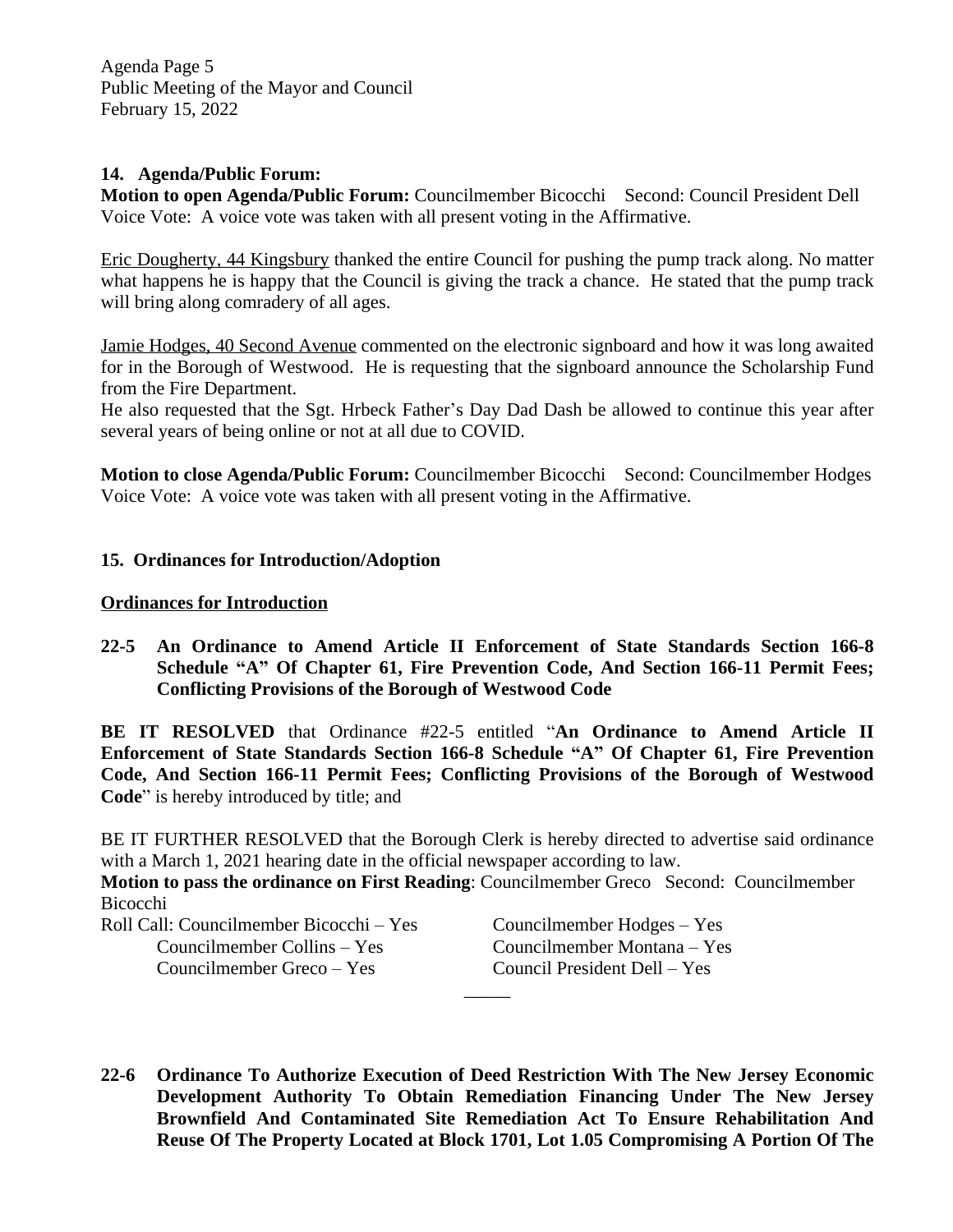## 14. Agenda/Public Forum:

**Motion to open Agenda/Public Forum:** Councilmember Bicocchi Second: Council President Dell
Voice Vote: A voice vote was taken with all present voting in the Affirmative.

Eric Dougherty, 44 Kingsbury thanked the entire Council for pushing the pump track along. No matter what happens he is happy that the Council is giving the track a chance. He stated that the pump track will bring along comradery of all ages.

Jamie Hodges, 40 Second Avenue commented on the electronic signboard and how it was long awaited for in the Borough of Westwood. He is requesting that the signboard announce the Scholarship Fund from the Fire Department.
He also requested that the Sgt. Hrbeck Father's Day Dad Dash be allowed to continue this year after several years of being online or not at all due to COVID.

**Motion to close Agenda/Public Forum:** Councilmember Bicocchi Second: Councilmember Hodges
Voice Vote: A voice vote was taken with all present voting in the Affirmative.

## 15. Ordinances for Introduction/Adoption

### Ordinances for Introduction

**22-5 An Ordinance to Amend Article II Enforcement of State Standards Section 166-8 Schedule "A" Of Chapter 61, Fire Prevention Code, And Section 166-11 Permit Fees; Conflicting Provisions of the Borough of Westwood Code**

**BE IT RESOLVED** that Ordinance #22-5 entitled "**An Ordinance to Amend Article II Enforcement of State Standards Section 166-8 Schedule "A" Of Chapter 61, Fire Prevention Code, And Section 166-11 Permit Fees; Conflicting Provisions of the Borough of Westwood Code**" is hereby introduced by title; and

BE IT FURTHER RESOLVED that the Borough Clerk is hereby directed to advertise said ordinance with a March 1, 2021 hearing date in the official newspaper according to law.

**Motion to pass the ordinance on First Reading**: Councilmember Greco Second: Councilmember Bicocchi

Roll Call: Councilmember Bicocchi – Yes
Councilmember Collins – Yes
Councilmember Greco – Yes
Councilmember Hodges – Yes
Councilmember Montana – Yes
Council President Dell – Yes

\_\_\_\_\_

**22-6 Ordinance To Authorize Execution of Deed Restriction With The New Jersey Economic Development Authority To Obtain Remediation Financing Under The New Jersey Brownfield And Contaminated Site Remediation Act To Ensure Rehabilitation And Reuse Of The Property Located at Block 1701, Lot 1.05 Compromising A Portion Of The**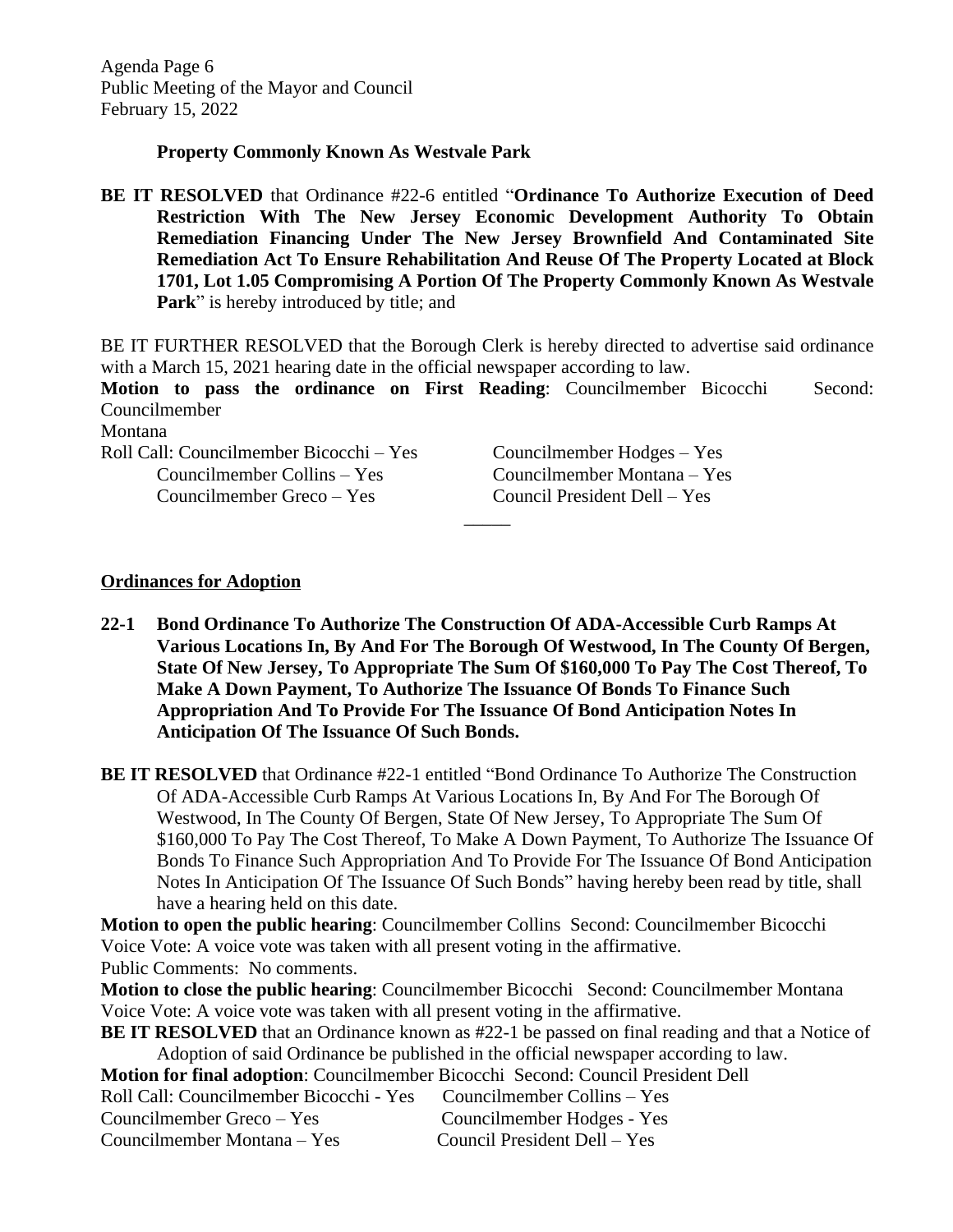**Property Commonly Known As Westvale Park**

**BE IT RESOLVED** that Ordinance #22-6 entitled "**Ordinance To Authorize Execution of Deed Restriction With The New Jersey Economic Development Authority To Obtain Remediation Financing Under The New Jersey Brownfield And Contaminated Site Remediation Act To Ensure Rehabilitation And Reuse Of The Property Located at Block 1701, Lot 1.05 Compromising A Portion Of The Property Commonly Known As Westvale Park**" is hereby introduced by title; and

BE IT FURTHER RESOLVED that the Borough Clerk is hereby directed to advertise said ordinance with a March 15, 2021 hearing date in the official newspaper according to law.

**Motion to pass the ordinance on First Reading**: Councilmember Bicocchi Second: Councilmember Montana

Roll Call: Councilmember Bicocchi – Yes
Councilmember Collins – Yes
Councilmember Greco – Yes
Councilmember Hodges – Yes
Councilmember Montana – Yes
Council President Dell – Yes

_____

## Ordinances for Adoption

**22-1 Bond Ordinance To Authorize The Construction Of ADA-Accessible Curb Ramps At Various Locations In, By And For The Borough Of Westwood, In The County Of Bergen, State Of New Jersey, To Appropriate The Sum Of $160,000 To Pay The Cost Thereof, To Make A Down Payment, To Authorize The Issuance Of Bonds To Finance Such Appropriation And To Provide For The Issuance Of Bond Anticipation Notes In Anticipation Of The Issuance Of Such Bonds.**

**BE IT RESOLVED** that Ordinance #22-1 entitled "Bond Ordinance To Authorize The Construction Of ADA-Accessible Curb Ramps At Various Locations In, By And For The Borough Of Westwood, In The County Of Bergen, State Of New Jersey, To Appropriate The Sum Of $160,000 To Pay The Cost Thereof, To Make A Down Payment, To Authorize The Issuance Of Bonds To Finance Such Appropriation And To Provide For The Issuance Of Bond Anticipation Notes In Anticipation Of The Issuance Of Such Bonds" having hereby been read by title, shall have a hearing held on this date.

**Motion to open the public hearing**: Councilmember Collins Second: Councilmember Bicocchi
Voice Vote: A voice vote was taken with all present voting in the affirmative.
Public Comments: No comments.

**Motion to close the public hearing**: Councilmember Bicocchi Second: Councilmember Montana
Voice Vote: A voice vote was taken with all present voting in the affirmative.

**BE IT RESOLVED** that an Ordinance known as #22-1 be passed on final reading and that a Notice of Adoption of said Ordinance be published in the official newspaper according to law.

**Motion for final adoption**: Councilmember Bicocchi Second: Council President Dell

Roll Call: Councilmember Bicocchi - Yes
Councilmember Collins – Yes
Councilmember Greco – Yes
Councilmember Hodges - Yes
Councilmember Montana – Yes
Council President Dell – Yes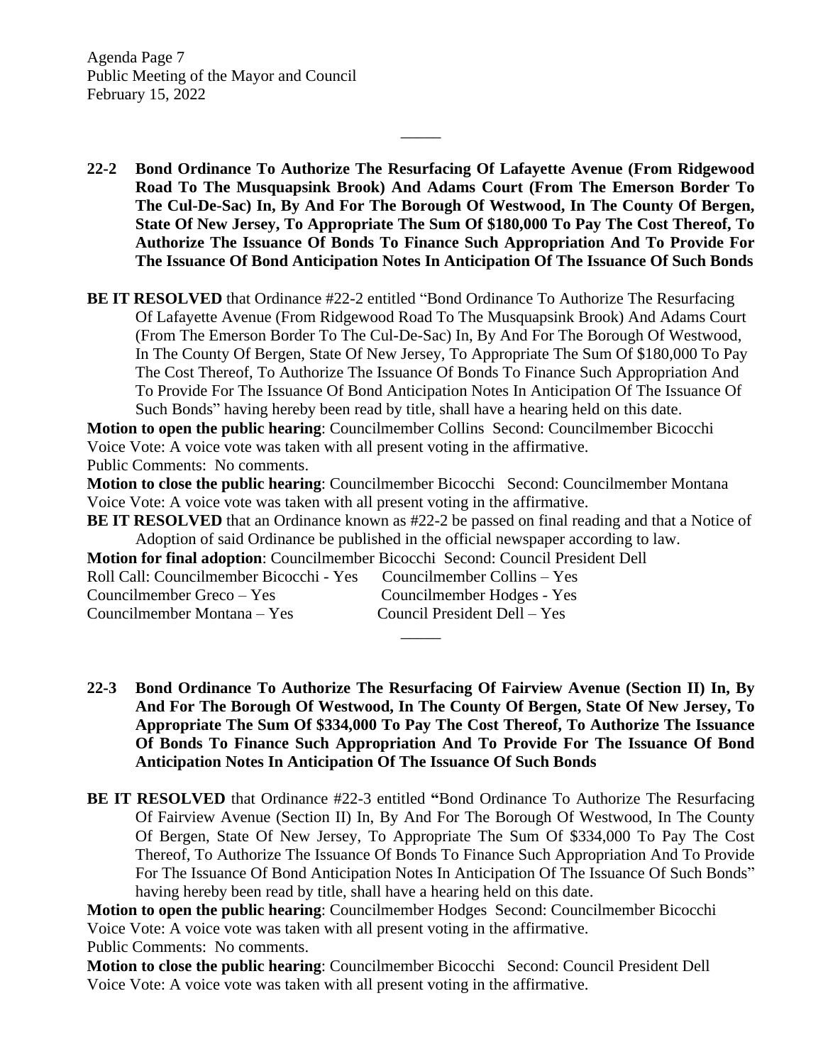_____

**22-2 Bond Ordinance To Authorize The Resurfacing Of Lafayette Avenue (From Ridgewood Road To The Musquapsink Brook) And Adams Court (From The Emerson Border To The Cul-De-Sac) In, By And For The Borough Of Westwood, In The County Of Bergen, State Of New Jersey, To Appropriate The Sum Of $180,000 To Pay The Cost Thereof, To Authorize The Issuance Of Bonds To Finance Such Appropriation And To Provide For The Issuance Of Bond Anticipation Notes In Anticipation Of The Issuance Of Such Bonds**

**BE IT RESOLVED** that Ordinance #22-2 entitled "Bond Ordinance To Authorize The Resurfacing Of Lafayette Avenue (From Ridgewood Road To The Musquapsink Brook) And Adams Court (From The Emerson Border To The Cul-De-Sac) In, By And For The Borough Of Westwood, In The County Of Bergen, State Of New Jersey, To Appropriate The Sum Of $180,000 To Pay The Cost Thereof, To Authorize The Issuance Of Bonds To Finance Such Appropriation And To Provide For The Issuance Of Bond Anticipation Notes In Anticipation Of The Issuance Of Such Bonds" having hereby been read by title, shall have a hearing held on this date.

**Motion to open the public hearing**: Councilmember Collins Second: Councilmember Bicocchi
Voice Vote: A voice vote was taken with all present voting in the affirmative.
Public Comments: No comments.

**Motion to close the public hearing**: Councilmember Bicocchi Second: Councilmember Montana
Voice Vote: A voice vote was taken with all present voting in the affirmative.

**BE IT RESOLVED** that an Ordinance known as #22-2 be passed on final reading and that a Notice of Adoption of said Ordinance be published in the official newspaper according to law.

**Motion for final adoption**: Councilmember Bicocchi Second: Council President Dell
Roll Call: Councilmember Bicocchi - Yes Councilmember Collins – Yes
Councilmember Greco – Yes Councilmember Hodges - Yes
Councilmember Montana – Yes Council President Dell – Yes

_____

**22-3 Bond Ordinance To Authorize The Resurfacing Of Fairview Avenue (Section II) In, By And For The Borough Of Westwood, In The County Of Bergen, State Of New Jersey, To Appropriate The Sum Of $334,000 To Pay The Cost Thereof, To Authorize The Issuance Of Bonds To Finance Such Appropriation And To Provide For The Issuance Of Bond Anticipation Notes In Anticipation Of The Issuance Of Such Bonds**

**BE IT RESOLVED** that Ordinance #22-3 entitled "Bond Ordinance To Authorize The Resurfacing Of Fairview Avenue (Section II) In, By And For The Borough Of Westwood, In The County Of Bergen, State Of New Jersey, To Appropriate The Sum Of $334,000 To Pay The Cost Thereof, To Authorize The Issuance Of Bonds To Finance Such Appropriation And To Provide For The Issuance Of Bond Anticipation Notes In Anticipation Of The Issuance Of Such Bonds" having hereby been read by title, shall have a hearing held on this date.

**Motion to open the public hearing**: Councilmember Hodges Second: Councilmember Bicocchi
Voice Vote: A voice vote was taken with all present voting in the affirmative.
Public Comments: No comments.

**Motion to close the public hearing**: Councilmember Bicocchi Second: Council President Dell
Voice Vote: A voice vote was taken with all present voting in the affirmative.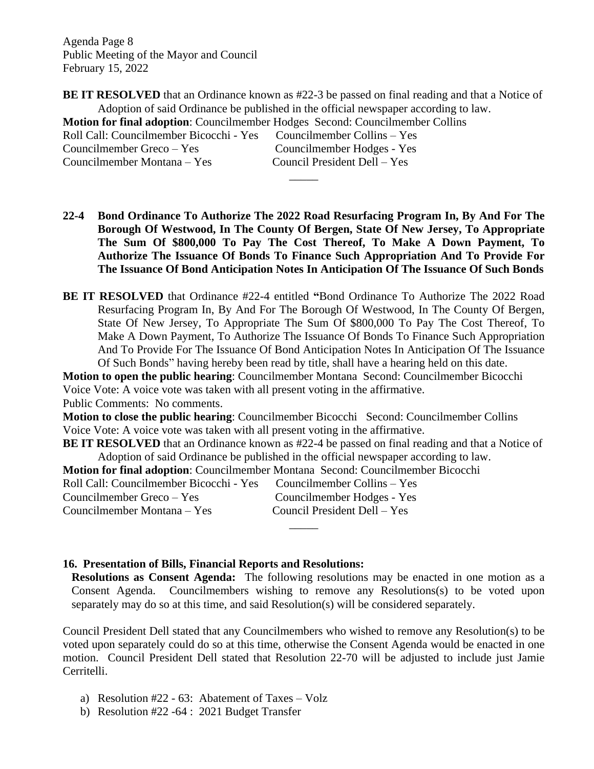**BE IT RESOLVED** that an Ordinance known as #22-3 be passed on final reading and that a Notice of Adoption of said Ordinance be published in the official newspaper according to law.

**Motion for final adoption**: Councilmember Hodges Second: Councilmember Collins

Roll Call: Councilmember Bicocchi - Yes Councilmember Collins – Yes
Councilmember Greco – Yes Councilmember Hodges - Yes
Councilmember Montana – Yes Council President Dell – Yes

_____

**22-4 Bond Ordinance To Authorize The 2022 Road Resurfacing Program In, By And For The Borough Of Westwood, In The County Of Bergen, State Of New Jersey, To Appropriate The Sum Of $800,000 To Pay The Cost Thereof, To Make A Down Payment, To Authorize The Issuance Of Bonds To Finance Such Appropriation And To Provide For The Issuance Of Bond Anticipation Notes In Anticipation Of The Issuance Of Such Bonds**

**BE IT RESOLVED** that Ordinance #22-4 entitled **"**Bond Ordinance To Authorize The 2022 Road Resurfacing Program In, By And For The Borough Of Westwood, In The County Of Bergen, State Of New Jersey, To Appropriate The Sum Of $800,000 To Pay The Cost Thereof, To Make A Down Payment, To Authorize The Issuance Of Bonds To Finance Such Appropriation And To Provide For The Issuance Of Bond Anticipation Notes In Anticipation Of The Issuance Of Such Bonds" having hereby been read by title, shall have a hearing held on this date.

**Motion to open the public hearing**: Councilmember Montana Second: Councilmember Bicocchi
Voice Vote: A voice vote was taken with all present voting in the affirmative.
Public Comments: No comments.

**Motion to close the public hearing**: Councilmember Bicocchi Second: Councilmember Collins
Voice Vote: A voice vote was taken with all present voting in the affirmative.

**BE IT RESOLVED** that an Ordinance known as #22-4 be passed on final reading and that a Notice of Adoption of said Ordinance be published in the official newspaper according to law.

**Motion for final adoption**: Councilmember Montana Second: Councilmember Bicocchi

Roll Call: Councilmember Bicocchi - Yes Councilmember Collins – Yes
Councilmember Greco – Yes Councilmember Hodges - Yes
Councilmember Montana – Yes Council President Dell – Yes

_____

**16. Presentation of Bills, Financial Reports and Resolutions:**

**Resolutions as Consent Agenda:** The following resolutions may be enacted in one motion as a Consent Agenda. Councilmembers wishing to remove any Resolutions(s) to be voted upon separately may do so at this time, and said Resolution(s) will be considered separately.

Council President Dell stated that any Councilmembers who wished to remove any Resolution(s) to be voted upon separately could do so at this time, otherwise the Consent Agenda would be enacted in one motion. Council President Dell stated that Resolution 22-70 will be adjusted to include just Jamie Cerritelli.

a) Resolution #22 - 63: Abatement of Taxes – Volz
b) Resolution #22 -64 : 2021 Budget Transfer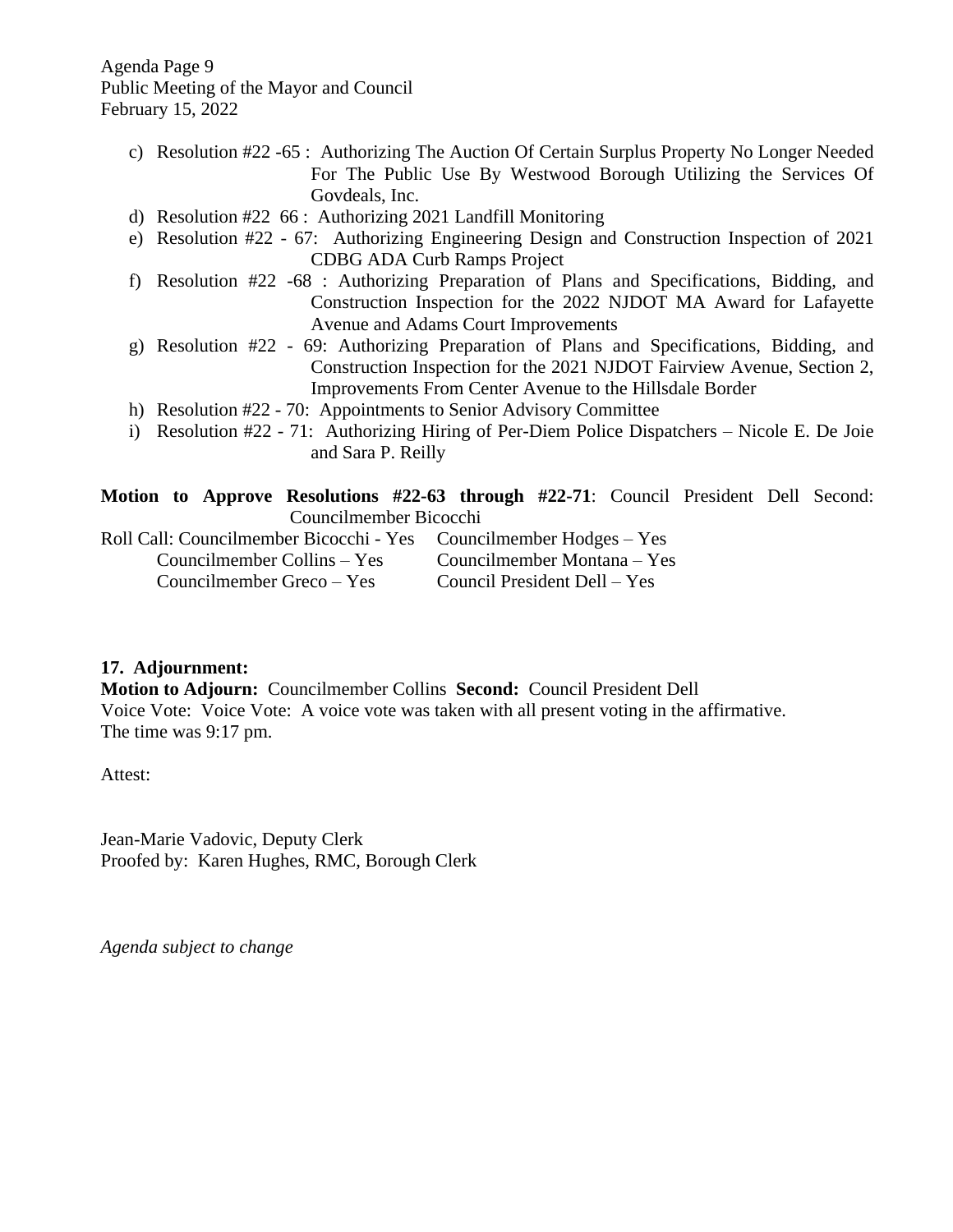c) Resolution #22 -65 : Authorizing The Auction Of Certain Surplus Property No Longer Needed For The Public Use By Westwood Borough Utilizing the Services Of Govdeals, Inc.
d) Resolution #22 66 : Authorizing 2021 Landfill Monitoring
e) Resolution #22 - 67: Authorizing Engineering Design and Construction Inspection of 2021 CDBG ADA Curb Ramps Project
f) Resolution #22 -68 : Authorizing Preparation of Plans and Specifications, Bidding, and Construction Inspection for the 2022 NJDOT MA Award for Lafayette Avenue and Adams Court Improvements
g) Resolution #22 - 69: Authorizing Preparation of Plans and Specifications, Bidding, and Construction Inspection for the 2021 NJDOT Fairview Avenue, Section 2, Improvements From Center Avenue to the Hillsdale Border
h) Resolution #22 - 70: Appointments to Senior Advisory Committee
i) Resolution #22 - 71: Authorizing Hiring of Per-Diem Police Dispatchers – Nicole E. De Joie and Sara P. Reilly

**Motion to Approve Resolutions #22-63 through #22-71**: Council President Dell Second: Councilmember Bicocchi

Roll Call: Councilmember Bicocchi - Yes  Councilmember Hodges – Yes
Councilmember Collins – Yes  Councilmember Montana – Yes
Councilmember Greco – Yes  Council President Dell – Yes

**17. Adjournment:**

**Motion to Adjourn:** Councilmember Collins **Second:** Council President Dell
Voice Vote: Voice Vote: A voice vote was taken with all present voting in the affirmative.
The time was 9:17 pm.

Attest:

Jean-Marie Vadovic, Deputy Clerk
Proofed by: Karen Hughes, RMC, Borough Clerk

*Agenda subject to change*